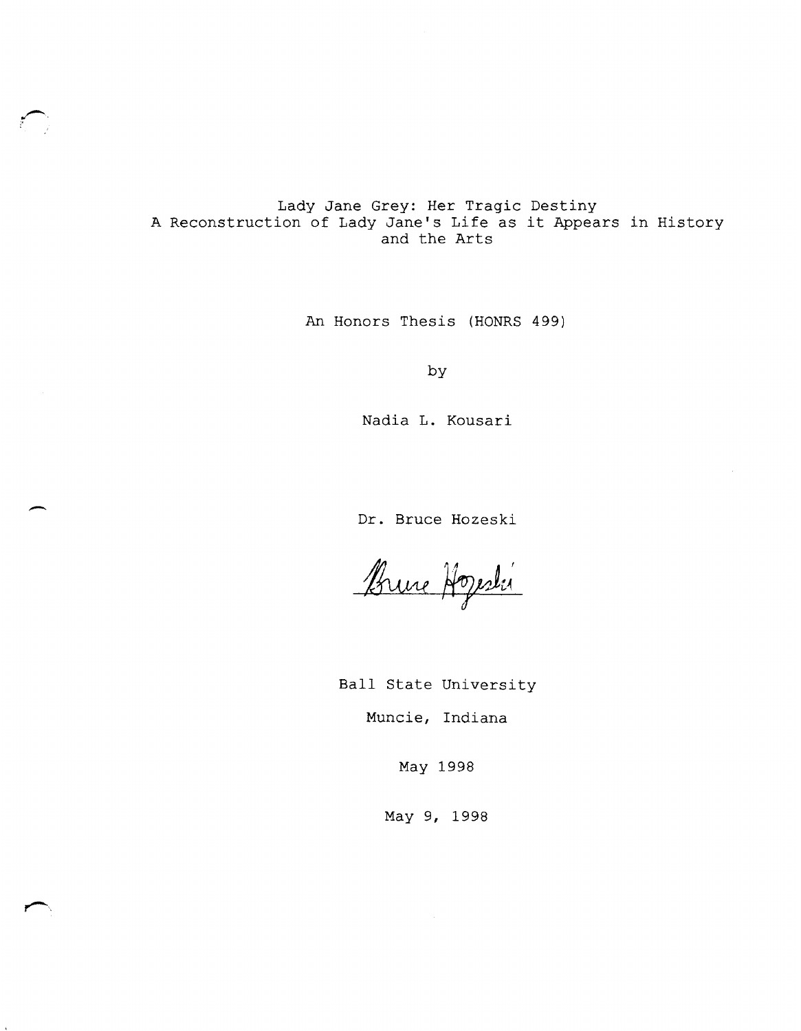# Lady Jane Grey: Her Tragic Destiny
## A Reconstruction of Lady Jane's Life as it Appears in History and the Arts

An Honors Thesis (HONRS 499)

by

Nadia L. Kousari

Dr. Bruce Hozeski

Bruce Hozeski

Ball State University

Muncie, Indiana

May 1998

May 9, 1998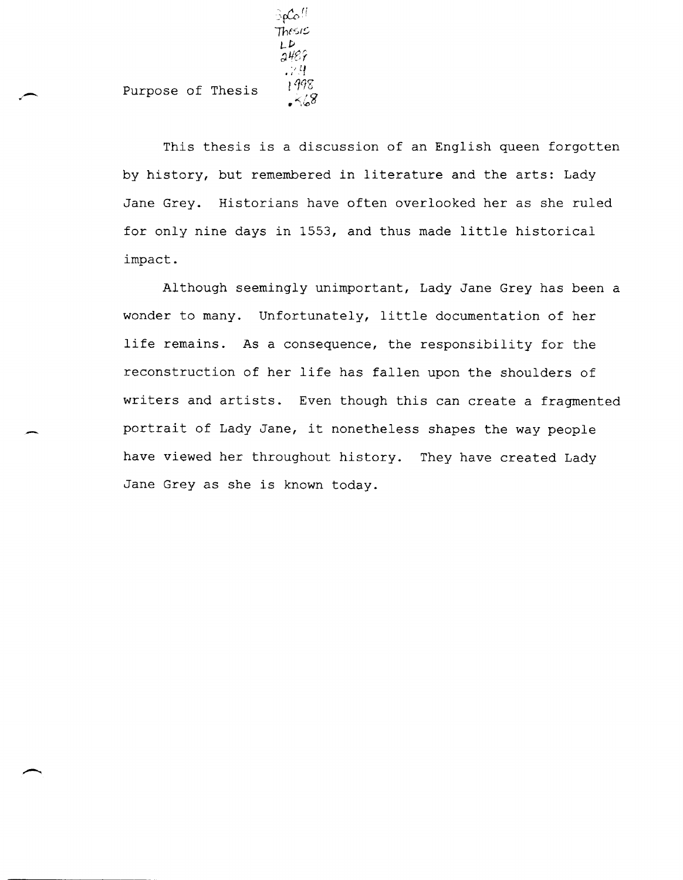## Purpose of Thesis

This thesis is a discussion of an English queen forgotten by history, but remembered in literature and the arts: Lady Jane Grey. Historians have often overlooked her as she ruled for only nine days in 1553, and thus made little historical impact.

Although seemingly unimportant, Lady Jane Grey has been a wonder to many. Unfortunately, little documentation of her life remains. As a consequence, the responsibility for the reconstruction of her life has fallen upon the shoulders of writers and artists. Even though this can create a fragmented portrait of Lady Jane, it nonetheless shapes the way people have viewed her throughout history. They have created Lady Jane Grey as she is known today.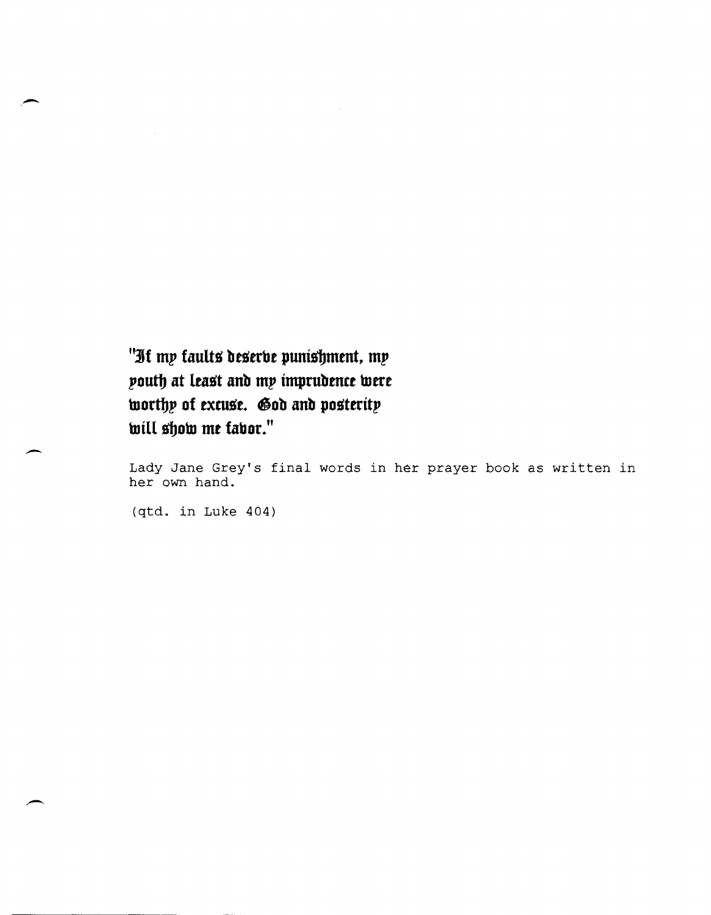**"If my faults deserve punishment, my youth at least and my imprudence were worthy of excuse. God and posterity will show me favor."**

Lady Jane Grey's final words in her prayer book as written in her own hand.

(qtd. in Luke 404)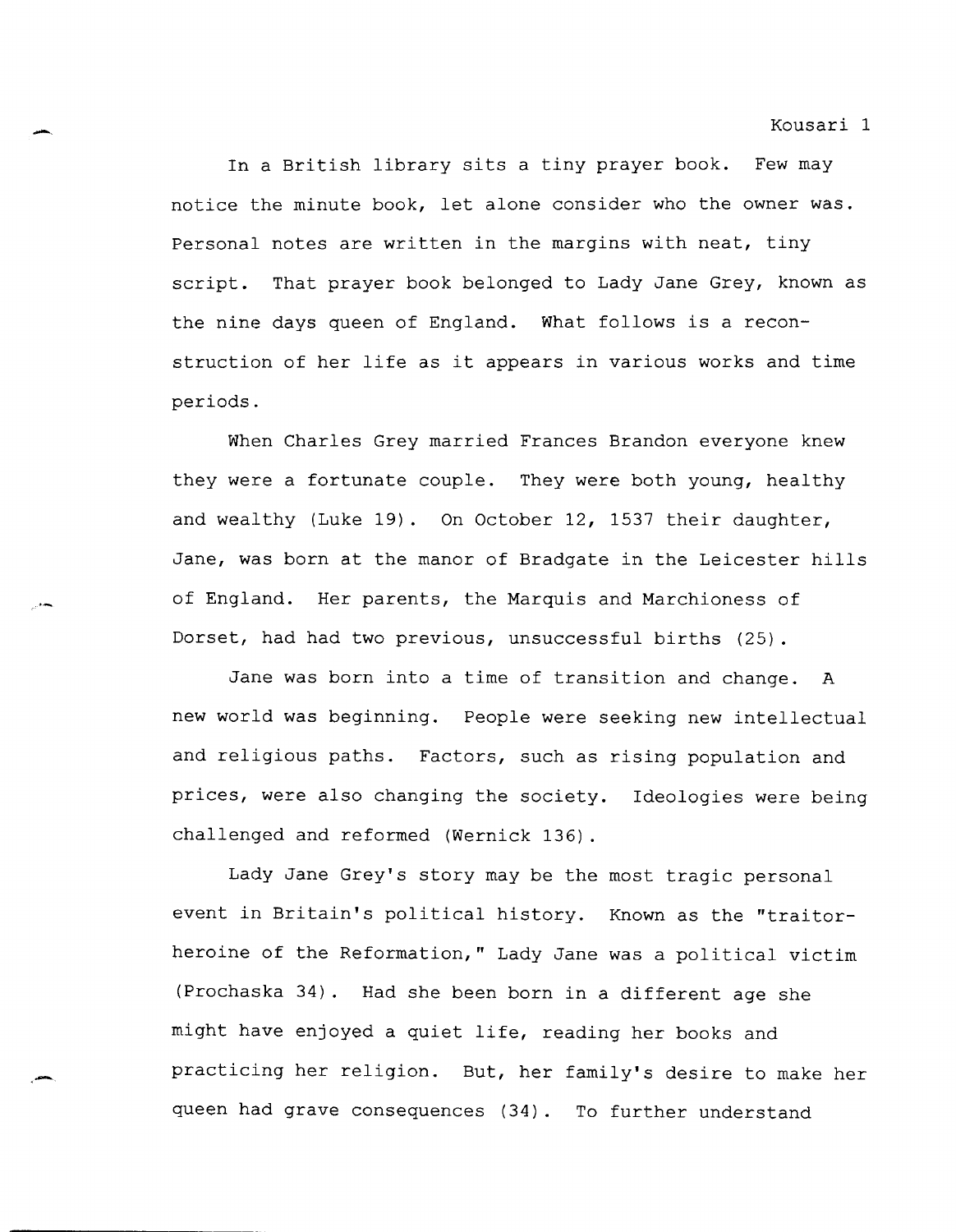In a British library sits a tiny prayer book. Few may notice the minute book, let alone consider who the owner was. Personal notes are written in the margins with neat, tiny script. That prayer book belonged to Lady Jane Grey, known as the nine days queen of England. What follows is a reconstruction of her life as it appears in various works and time periods.

When Charles Grey married Frances Brandon everyone knew they were a fortunate couple. They were both young, healthy and wealthy (Luke 19). On October 12, 1537 their daughter, Jane, was born at the manor of Bradgate in the Leicester hills of England. Her parents, the Marquis and Marchioness of Dorset, had had two previous, unsuccessful births (25).

Jane was born into a time of transition and change. A new world was beginning. People were seeking new intellectual and religious paths. Factors, such as rising population and prices, were also changing the society. Ideologies were being challenged and reformed (Wernick 136).

Lady Jane Grey's story may be the most tragic personal event in Britain's political history. Known as the "traitor-heroine of the Reformation," Lady Jane was a political victim (Prochaska 34). Had she been born in a different age she might have enjoyed a quiet life, reading her books and practicing her religion. But, her family's desire to make her queen had grave consequences (34). To further understand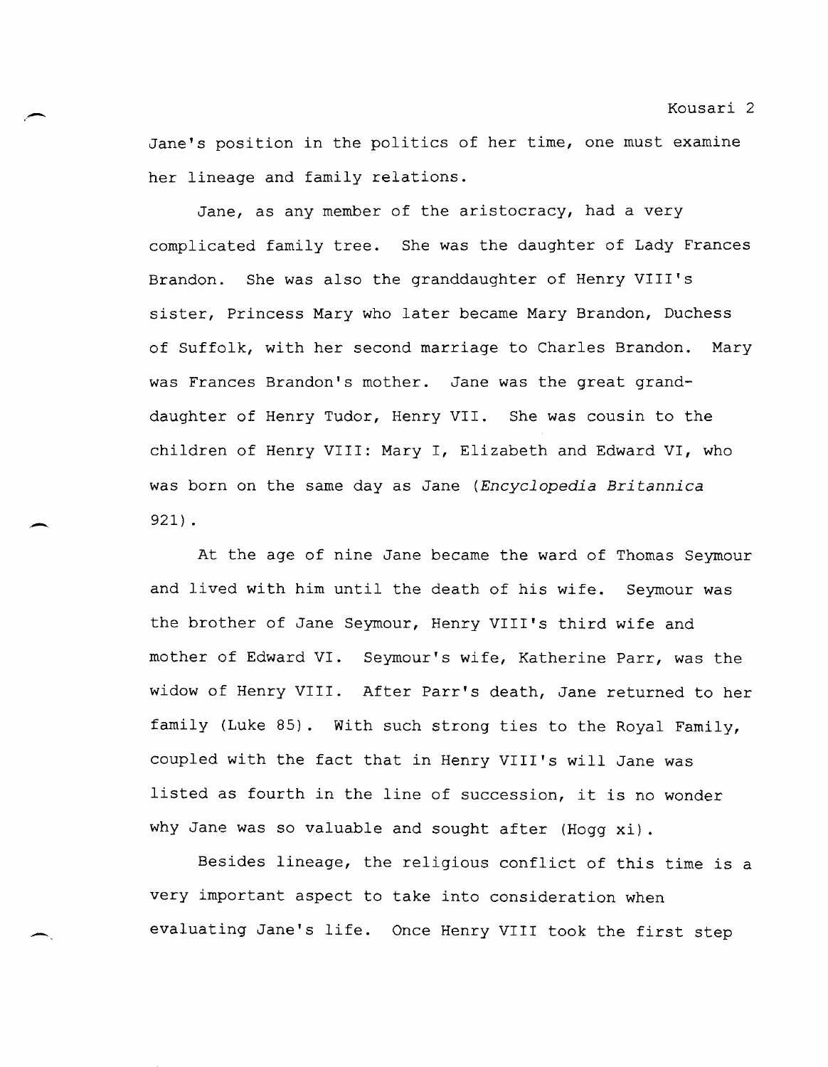Jane's position in the politics of her time, one must examine her lineage and family relations.

Jane, as any member of the aristocracy, had a very complicated family tree. She was the daughter of Lady Frances Brandon. She was also the granddaughter of Henry VIII's sister, Princess Mary who later became Mary Brandon, Duchess of Suffolk, with her second marriage to Charles Brandon. Mary was Frances Brandon's mother. Jane was the great grand-daughter of Henry Tudor, Henry VII. She was cousin to the children of Henry VIII: Mary I, Elizabeth and Edward VI, who was born on the same day as Jane (*Encyclopedia Britannica* 921).

At the age of nine Jane became the ward of Thomas Seymour and lived with him until the death of his wife. Seymour was the brother of Jane Seymour, Henry VIII's third wife and mother of Edward VI. Seymour's wife, Katherine Parr, was the widow of Henry VIII. After Parr's death, Jane returned to her family (Luke 85). With such strong ties to the Royal Family, coupled with the fact that in Henry VIII's will Jane was listed as fourth in the line of succession, it is no wonder why Jane was so valuable and sought after (Hogg xi).

Besides lineage, the religious conflict of this time is a very important aspect to take into consideration when evaluating Jane's life. Once Henry VIII took the first step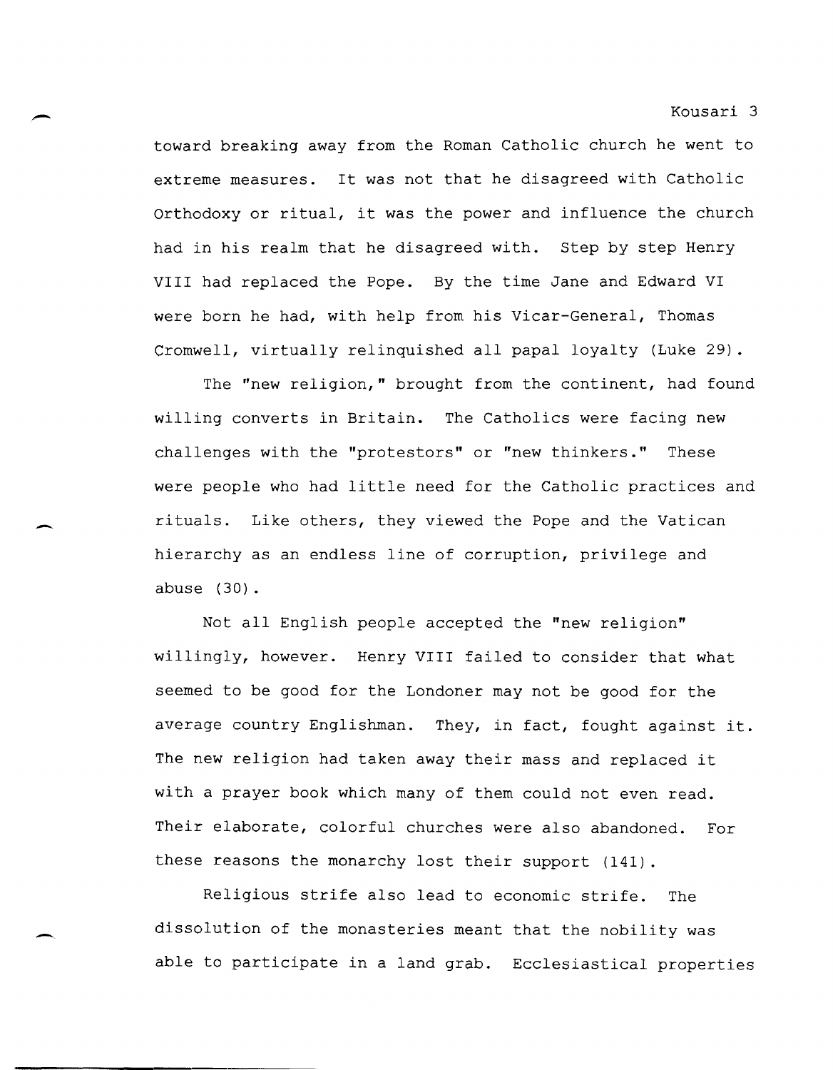toward breaking away from the Roman Catholic church he went to extreme measures. It was not that he disagreed with Catholic Orthodoxy or ritual, it was the power and influence the church had in his realm that he disagreed with. Step by step Henry VIII had replaced the Pope. By the time Jane and Edward VI were born he had, with help from his Vicar-General, Thomas Cromwell, virtually relinquished all papal loyalty (Luke 29).

The "new religion," brought from the continent, had found willing converts in Britain. The Catholics were facing new challenges with the "protestors" or "new thinkers." These were people who had little need for the Catholic practices and rituals. Like others, they viewed the Pope and the Vatican hierarchy as an endless line of corruption, privilege and abuse (30).

Not all English people accepted the "new religion" willingly, however. Henry VIII failed to consider that what seemed to be good for the Londoner may not be good for the average country Englishman. They, in fact, fought against it. The new religion had taken away their mass and replaced it with a prayer book which many of them could not even read. Their elaborate, colorful churches were also abandoned. For these reasons the monarchy lost their support (141).

Religious strife also lead to economic strife. The dissolution of the monasteries meant that the nobility was able to participate in a land grab. Ecclesiastical properties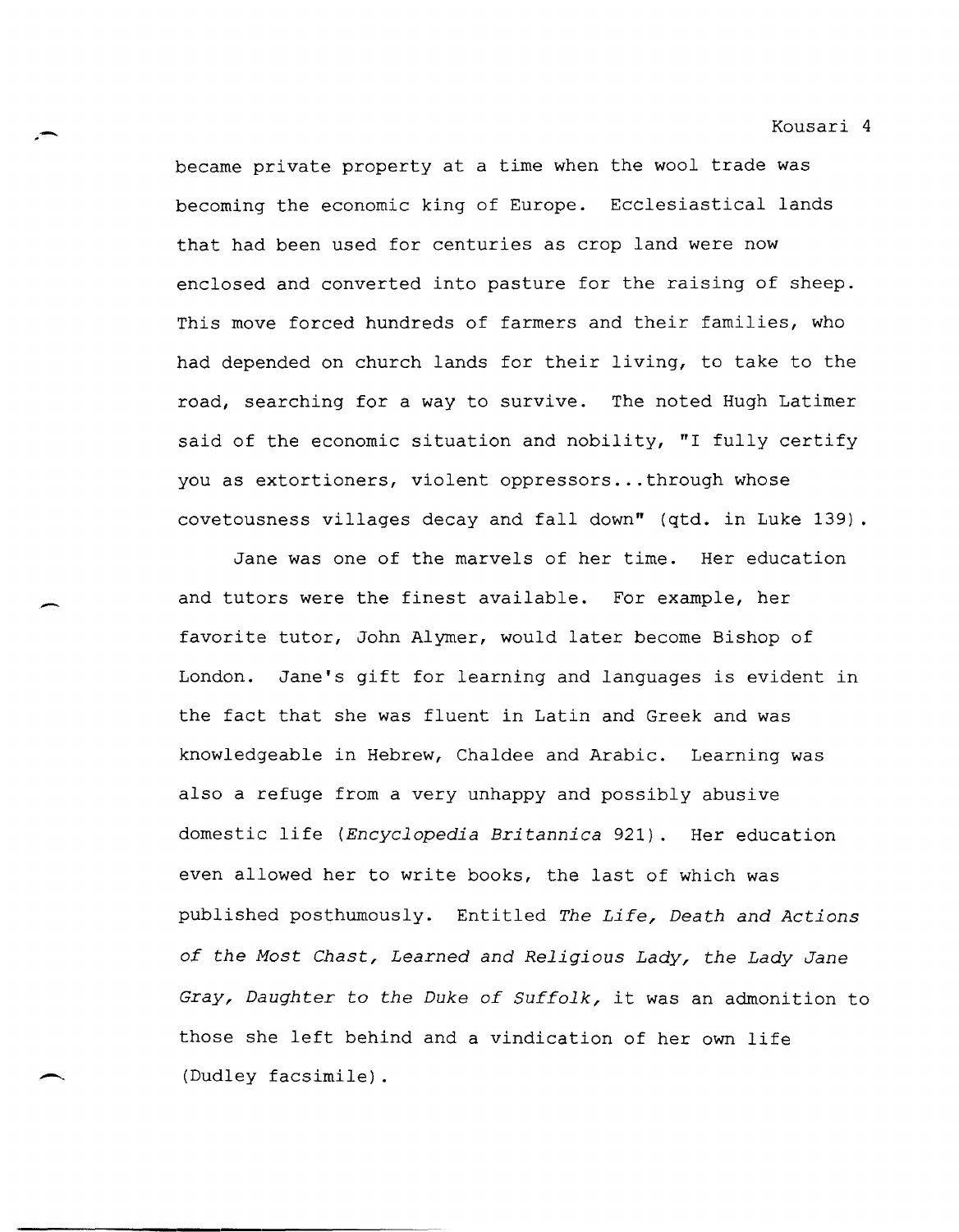became private property at a time when the wool trade was becoming the economic king of Europe. Ecclesiastical lands that had been used for centuries as crop land were now enclosed and converted into pasture for the raising of sheep. This move forced hundreds of farmers and their families, who had depended on church lands for their living, to take to the road, searching for a way to survive. The noted Hugh Latimer said of the economic situation and nobility, "I fully certify you as extortioners, violent oppressors...through whose covetousness villages decay and fall down" (qtd. in Luke 139).

Jane was one of the marvels of her time. Her education and tutors were the finest available. For example, her favorite tutor, John Alymer, would later become Bishop of London. Jane's gift for learning and languages is evident in the fact that she was fluent in Latin and Greek and was knowledgeable in Hebrew, Chaldee and Arabic. Learning was also a refuge from a very unhappy and possibly abusive domestic life (*Encyclopedia Britannica* 921). Her education even allowed her to write books, the last of which was published posthumously. Entitled *The Life, Death and Actions of the Most Chast, Learned and Religious Lady, the Lady Jane Gray, Daughter to the Duke of Suffolk,* it was an admonition to those she left behind and a vindication of her own life (Dudley facsimile).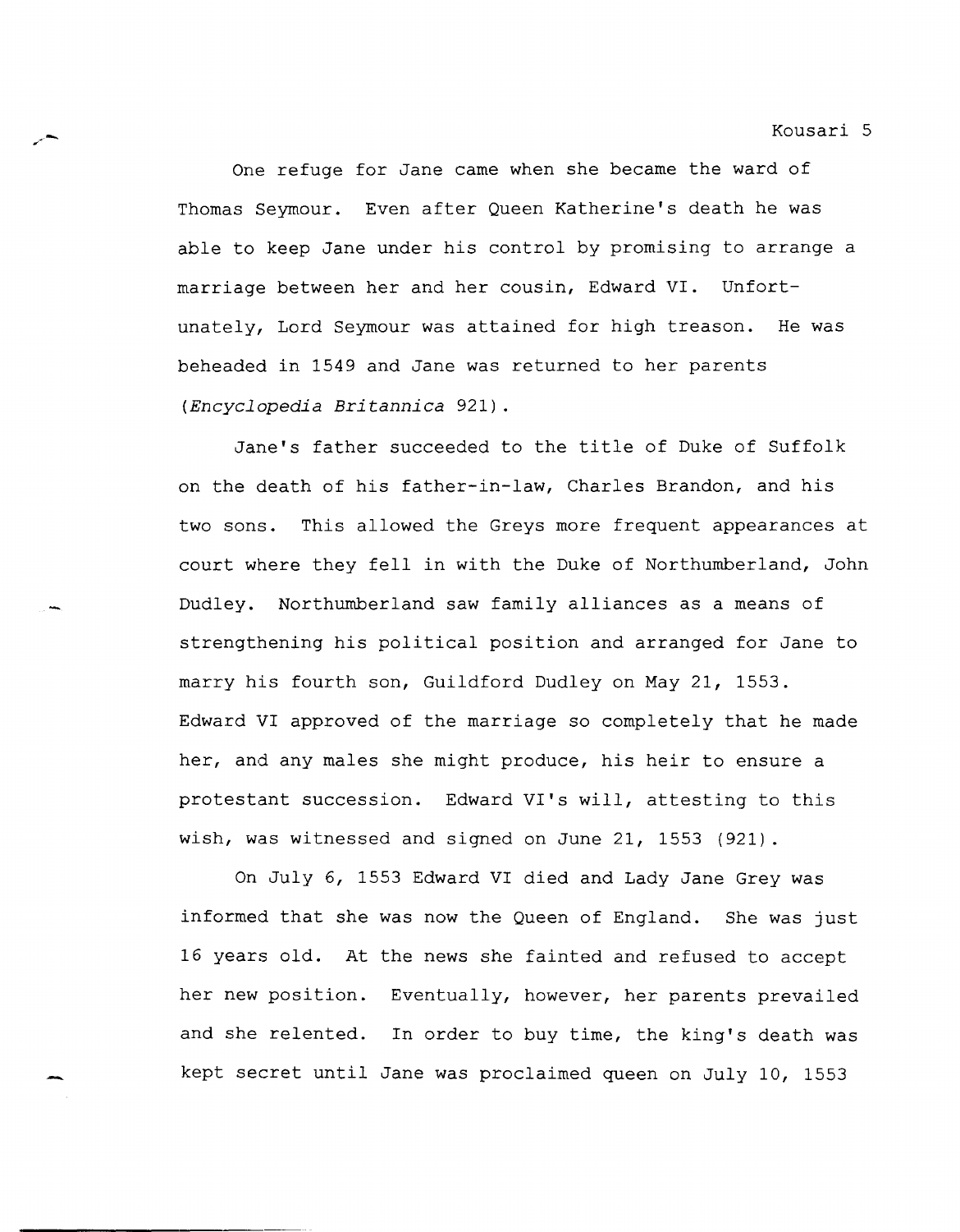One refuge for Jane came when she became the ward of Thomas Seymour. Even after Queen Katherine's death he was able to keep Jane under his control by promising to arrange a marriage between her and her cousin, Edward VI. Unfortunately, Lord Seymour was attained for high treason. He was beheaded in 1549 and Jane was returned to her parents (*Encyclopedia Britannica* 921).

Jane's father succeeded to the title of Duke of Suffolk on the death of his father-in-law, Charles Brandon, and his two sons. This allowed the Greys more frequent appearances at court where they fell in with the Duke of Northumberland, John Dudley. Northumberland saw family alliances as a means of strengthening his political position and arranged for Jane to marry his fourth son, Guildford Dudley on May 21, 1553. Edward VI approved of the marriage so completely that he made her, and any males she might produce, his heir to ensure a protestant succession. Edward VI's will, attesting to this wish, was witnessed and signed on June 21, 1553 (921).

On July 6, 1553 Edward VI died and Lady Jane Grey was informed that she was now the Queen of England. She was just 16 years old. At the news she fainted and refused to accept her new position. Eventually, however, her parents prevailed and she relented. In order to buy time, the king's death was kept secret until Jane was proclaimed queen on July 10, 1553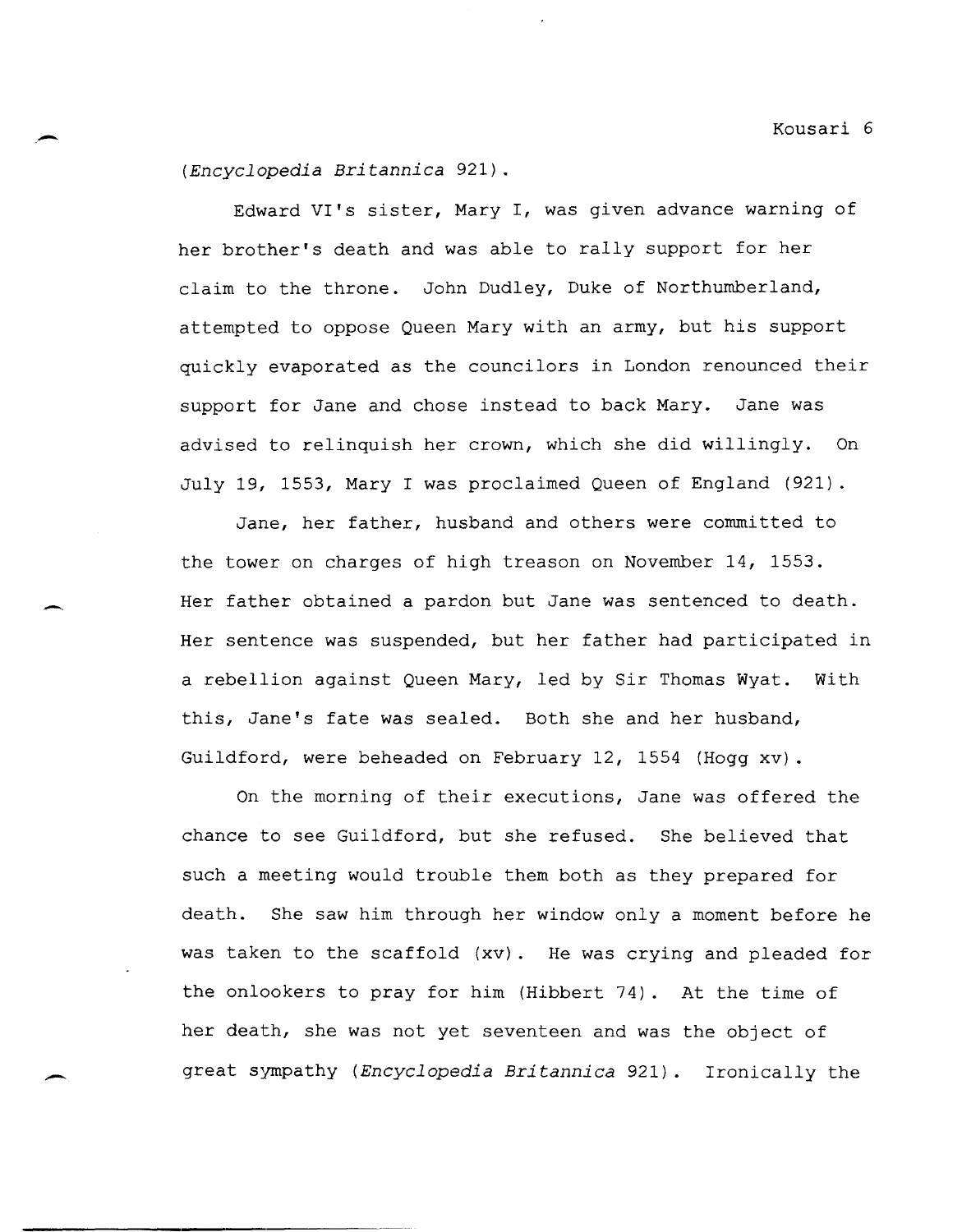(*Encyclopedia Britannica* 921).

Edward VI's sister, Mary I, was given advance warning of her brother's death and was able to rally support for her claim to the throne. John Dudley, Duke of Northumberland, attempted to oppose Queen Mary with an army, but his support quickly evaporated as the councilors in London renounced their support for Jane and chose instead to back Mary. Jane was advised to relinquish her crown, which she did willingly. On July 19, 1553, Mary I was proclaimed Queen of England (921).

Jane, her father, husband and others were committed to the tower on charges of high treason on November 14, 1553. Her father obtained a pardon but Jane was sentenced to death. Her sentence was suspended, but her father had participated in a rebellion against Queen Mary, led by Sir Thomas Wyat. With this, Jane's fate was sealed. Both she and her husband, Guildford, were beheaded on February 12, 1554 (Hogg xv).

On the morning of their executions, Jane was offered the chance to see Guildford, but she refused. She believed that such a meeting would trouble them both as they prepared for death. She saw him through her window only a moment before he was taken to the scaffold (xv). He was crying and pleaded for the onlookers to pray for him (Hibbert 74). At the time of her death, she was not yet seventeen and was the object of great sympathy (*Encyclopedia Britannica* 921). Ironically the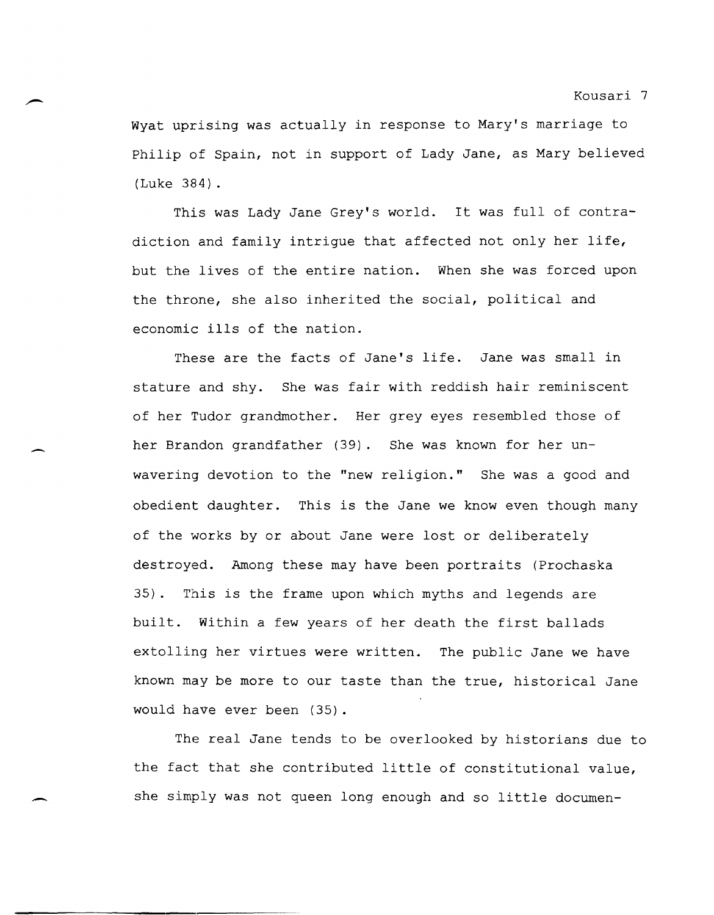Wyat uprising was actually in response to Mary's marriage to Philip of Spain, not in support of Lady Jane, as Mary believed (Luke 384).

This was Lady Jane Grey's world. It was full of contradiction and family intrigue that affected not only her life, but the lives of the entire nation. When she was forced upon the throne, she also inherited the social, political and economic ills of the nation.

These are the facts of Jane's life. Jane was small in stature and shy. She was fair with reddish hair reminiscent of her Tudor grandmother. Her grey eyes resembled those of her Brandon grandfather (39). She was known for her unwavering devotion to the "new religion." She was a good and obedient daughter. This is the Jane we know even though many of the works by or about Jane were lost or deliberately destroyed. Among these may have been portraits (Prochaska 35). This is the frame upon which myths and legends are built. Within a few years of her death the first ballads extolling her virtues were written. The public Jane we have known may be more to our taste than the true, historical Jane would have ever been (35).

The real Jane tends to be overlooked by historians due to the fact that she contributed little of constitutional value, she simply was not queen long enough and so little documen-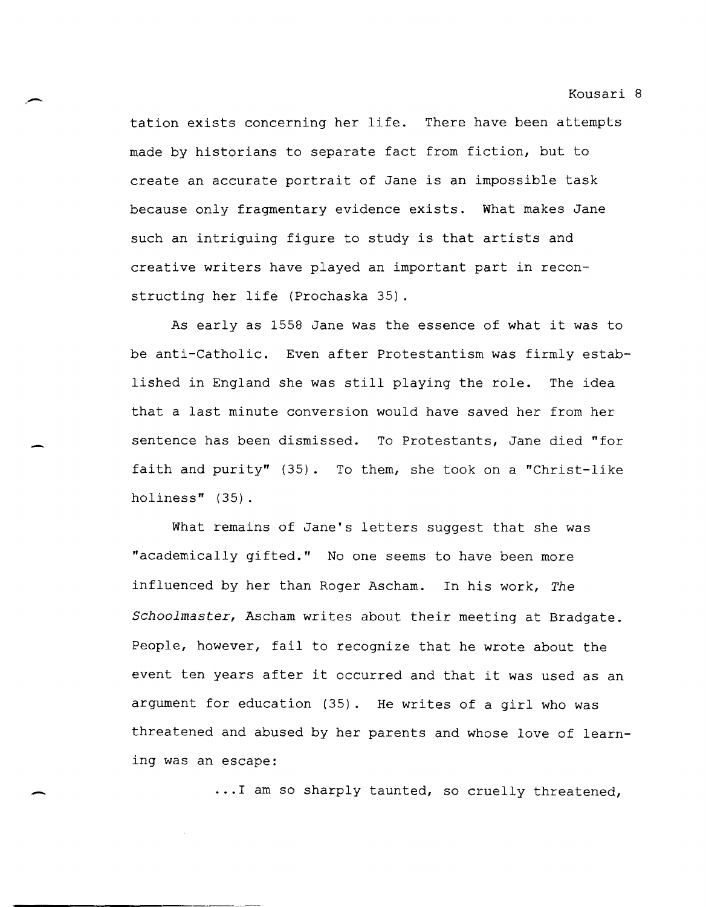tation exists concerning her life. There have been attempts made by historians to separate fact from fiction, but to create an accurate portrait of Jane is an impossible task because only fragmentary evidence exists. What makes Jane such an intriguing figure to study is that artists and creative writers have played an important part in reconstructing her life (Prochaska 35).

As early as 1558 Jane was the essence of what it was to be anti-Catholic. Even after Protestantism was firmly established in England she was still playing the role. The idea that a last minute conversion would have saved her from her sentence has been dismissed. To Protestants, Jane died "for faith and purity" (35). To them, she took on a "Christ-like holiness" (35).

What remains of Jane's letters suggest that she was "academically gifted." No one seems to have been more influenced by her than Roger Ascham. In his work, *The Schoolmaster*, Ascham writes about their meeting at Bradgate. People, however, fail to recognize that he wrote about the event ten years after it occurred and that it was used as an argument for education (35). He writes of a girl who was threatened and abused by her parents and whose love of learning was an escape:

> ...I am so sharply taunted, so cruelly threatened,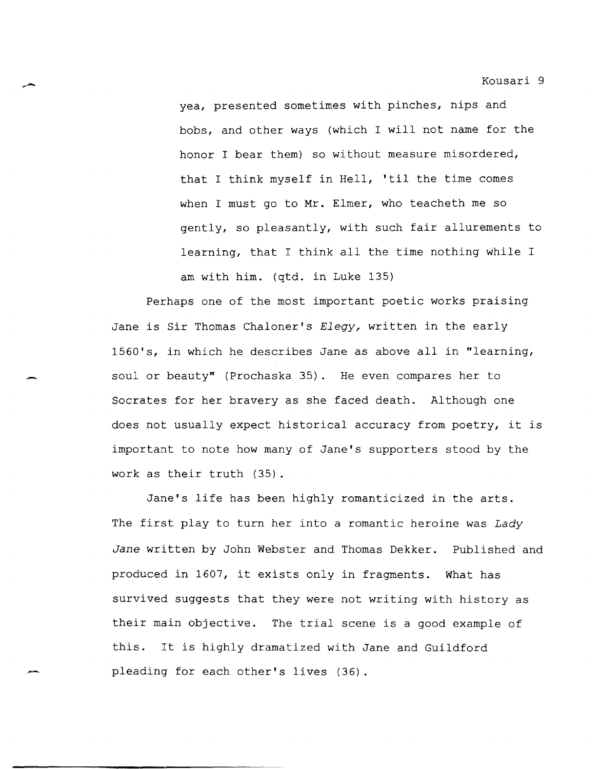> yea, presented sometimes with pinches, nips and bobs, and other ways (which I will not name for the honor I bear them) so without measure misordered, that I think myself in Hell, 'til the time comes when I must go to Mr. Elmer, who teacheth me so gently, so pleasantly, with such fair allurements to learning, that I think all the time nothing while I am with him. (qtd. in Luke 135)

Perhaps one of the most important poetic works praising Jane is Sir Thomas Chaloner's *Elegy,* written in the early 1560's, in which he describes Jane as above all in "learning, soul or beauty" (Prochaska 35). He even compares her to Socrates for her bravery as she faced death. Although one does not usually expect historical accuracy from poetry, it is important to note how many of Jane's supporters stood by the work as their truth (35).

Jane's life has been highly romanticized in the arts. The first play to turn her into a romantic heroine was *Lady Jane* written by John Webster and Thomas Dekker. Published and produced in 1607, it exists only in fragments. What has survived suggests that they were not writing with history as their main objective. The trial scene is a good example of this. It is highly dramatized with Jane and Guildford pleading for each other's lives (36).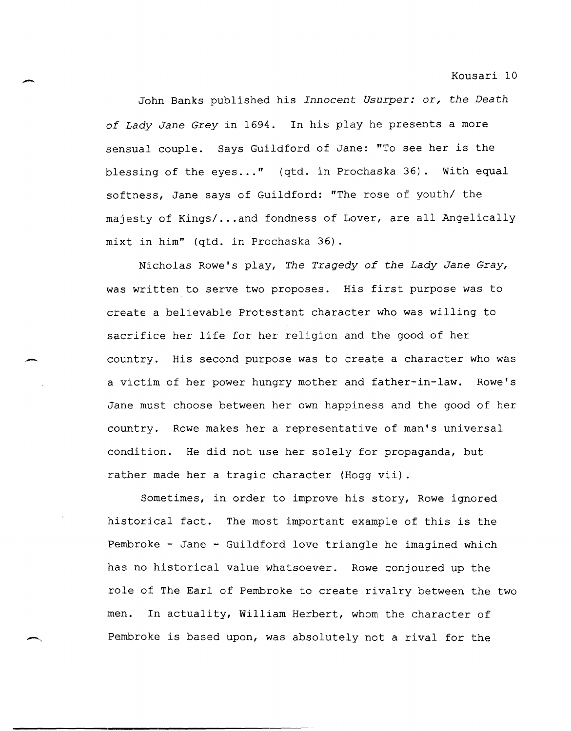John Banks published his *Innocent Usurper: or, the Death of Lady Jane Grey* in 1694. In his play he presents a more sensual couple. Says Guildford of Jane: "To see her is the blessing of the eyes..." (qtd. in Prochaska 36). With equal softness, Jane says of Guildford: "The rose of youth/ the majesty of Kings/...and fondness of Lover, are all Angelically mixt in him" (qtd. in Prochaska 36).

Nicholas Rowe's play, *The Tragedy of the Lady Jane Gray*, was written to serve two proposes. His first purpose was to create a believable Protestant character who was willing to sacrifice her life for her religion and the good of her country. His second purpose was to create a character who was a victim of her power hungry mother and father-in-law. Rowe's Jane must choose between her own happiness and the good of her country. Rowe makes her a representative of man's universal condition. He did not use her solely for propaganda, but rather made her a tragic character (Hogg vii).

Sometimes, in order to improve his story, Rowe ignored historical fact. The most important example of this is the Pembroke - Jane - Guildford love triangle he imagined which has no historical value whatsoever. Rowe conjoured up the role of The Earl of Pembroke to create rivalry between the two men. In actuality, William Herbert, whom the character of Pembroke is based upon, was absolutely not a rival for the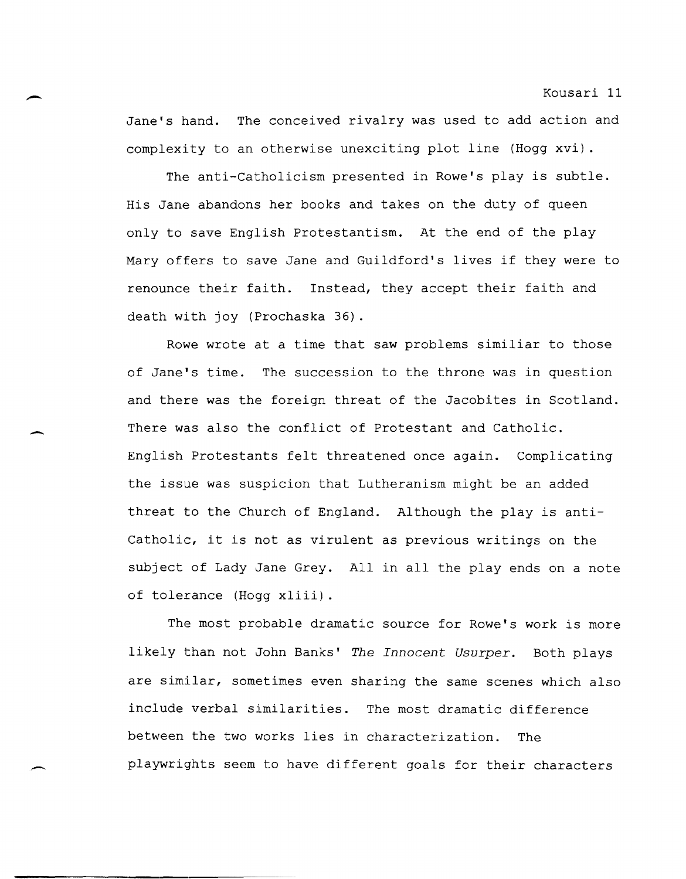Jane's hand. The conceived rivalry was used to add action and complexity to an otherwise unexciting plot line (Hogg xvi).

The anti-Catholicism presented in Rowe's play is subtle. His Jane abandons her books and takes on the duty of queen only to save English Protestantism. At the end of the play Mary offers to save Jane and Guildford's lives if they were to renounce their faith. Instead, they accept their faith and death with joy (Prochaska 36).

Rowe wrote at a time that saw problems similiar to those of Jane's time. The succession to the throne was in question and there was the foreign threat of the Jacobites in Scotland. There was also the conflict of Protestant and Catholic. English Protestants felt threatened once again. Complicating the issue was suspicion that Lutheranism might be an added threat to the Church of England. Although the play is anti-Catholic, it is not as virulent as previous writings on the subject of Lady Jane Grey. All in all the play ends on a note of tolerance (Hogg xliii).

The most probable dramatic source for Rowe's work is more likely than not John Banks' *The Innocent Usurper*. Both plays are similar, sometimes even sharing the same scenes which also include verbal similarities. The most dramatic difference between the two works lies in characterization. The playwrights seem to have different goals for their characters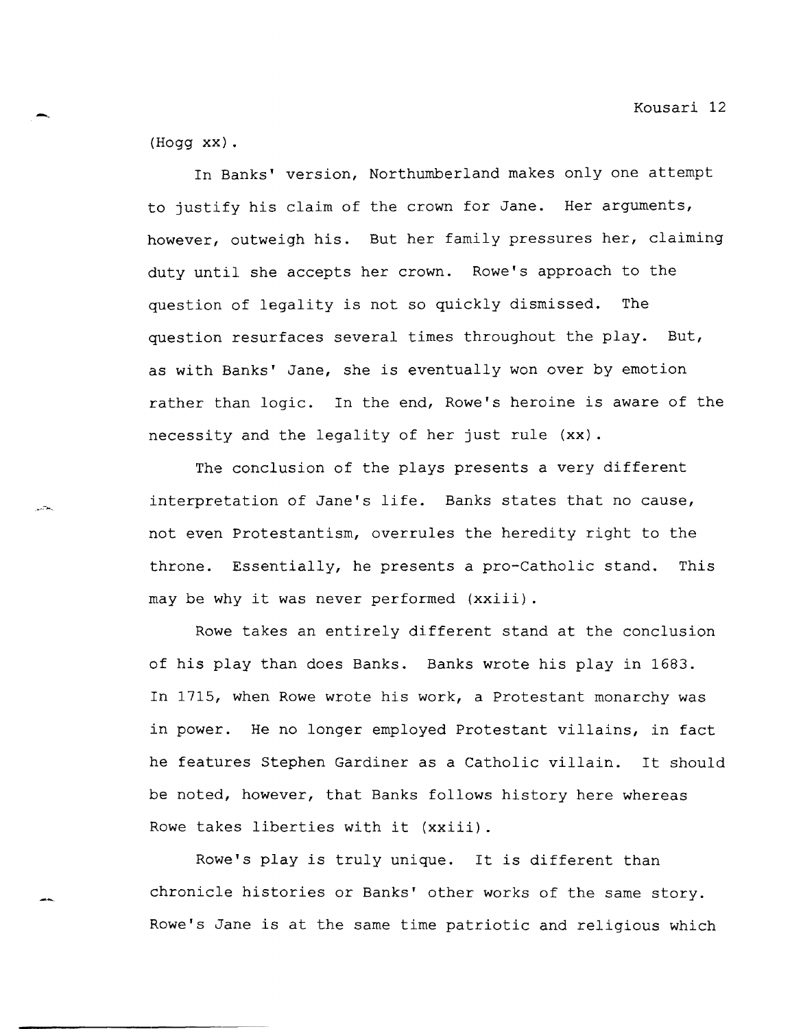(Hogg xx).

In Banks' version, Northumberland makes only one attempt to justify his claim of the crown for Jane. Her arguments, however, outweigh his. But her family pressures her, claiming duty until she accepts her crown. Rowe's approach to the question of legality is not so quickly dismissed. The question resurfaces several times throughout the play. But, as with Banks' Jane, she is eventually won over by emotion rather than logic. In the end, Rowe's heroine is aware of the necessity and the legality of her just rule (xx).

The conclusion of the plays presents a very different interpretation of Jane's life. Banks states that no cause, not even Protestantism, overrules the heredity right to the throne. Essentially, he presents a pro-Catholic stand. This may be why it was never performed (xxiii).

Rowe takes an entirely different stand at the conclusion of his play than does Banks. Banks wrote his play in 1683. In 1715, when Rowe wrote his work, a Protestant monarchy was in power. He no longer employed Protestant villains, in fact he features Stephen Gardiner as a Catholic villain. It should be noted, however, that Banks follows history here whereas Rowe takes liberties with it (xxiii).

Rowe's play is truly unique. It is different than chronicle histories or Banks' other works of the same story. Rowe's Jane is at the same time patriotic and religious which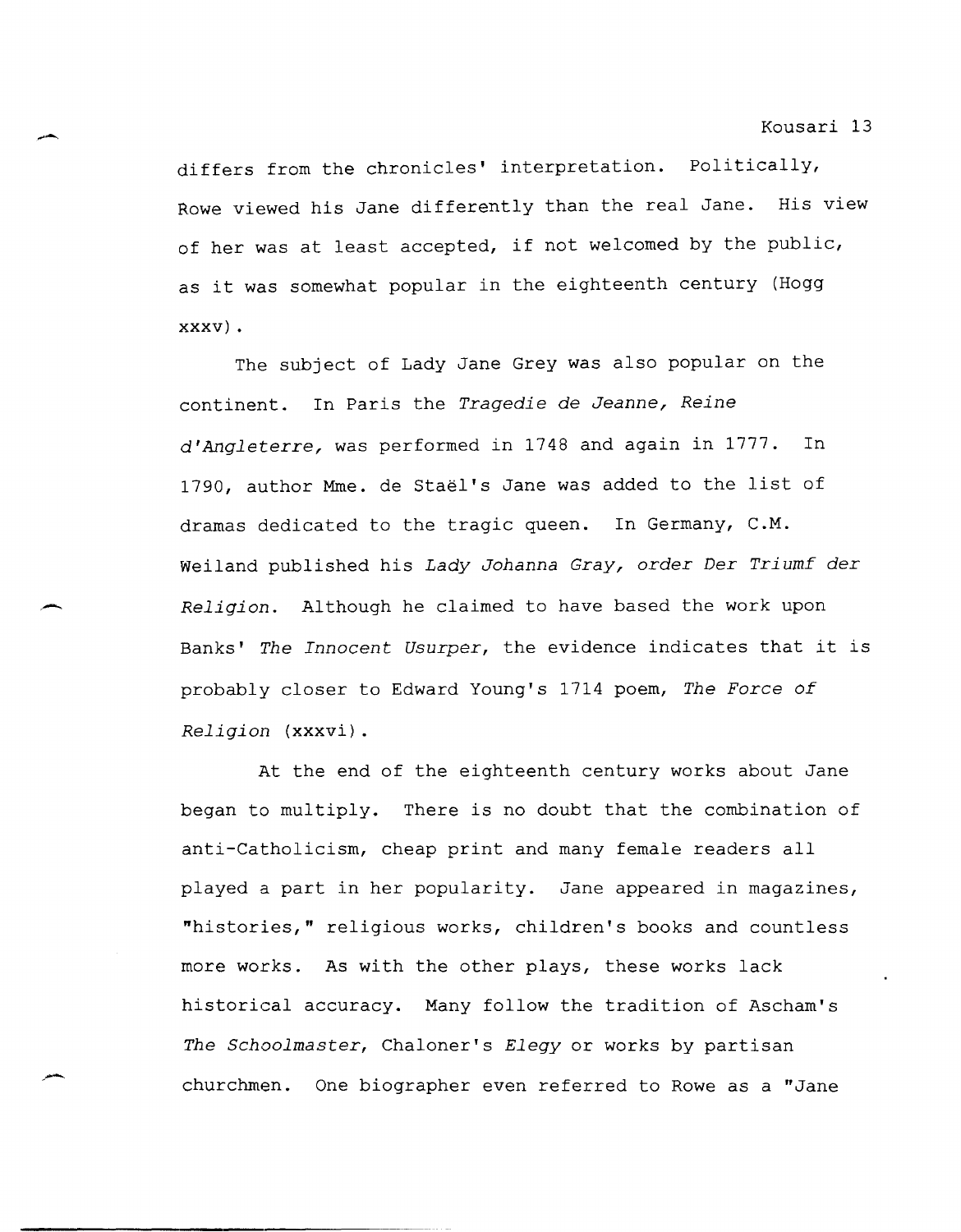differs from the chronicles' interpretation. Politically, Rowe viewed his Jane differently than the real Jane. His view of her was at least accepted, if not welcomed by the public, as it was somewhat popular in the eighteenth century (Hogg xxxv).

The subject of Lady Jane Grey was also popular on the continent. In Paris the *Tragedie de Jeanne, Reine d'Angleterre,* was performed in 1748 and again in 1777. In 1790, author Mme. de Staël's Jane was added to the list of dramas dedicated to the tragic queen. In Germany, C.M. Weiland published his *Lady Johanna Gray, order Der Triumf der Religion.* Although he claimed to have based the work upon Banks' *The Innocent Usurper,* the evidence indicates that it is probably closer to Edward Young's 1714 poem, *The Force of Religion* (xxxvi).

At the end of the eighteenth century works about Jane began to multiply. There is no doubt that the combination of anti-Catholicism, cheap print and many female readers all played a part in her popularity. Jane appeared in magazines, "histories," religious works, children's books and countless more works. As with the other plays, these works lack historical accuracy. Many follow the tradition of Ascham's *The Schoolmaster,* Chaloner's *Elegy* or works by partisan churchmen. One biographer even referred to Rowe as a "Jane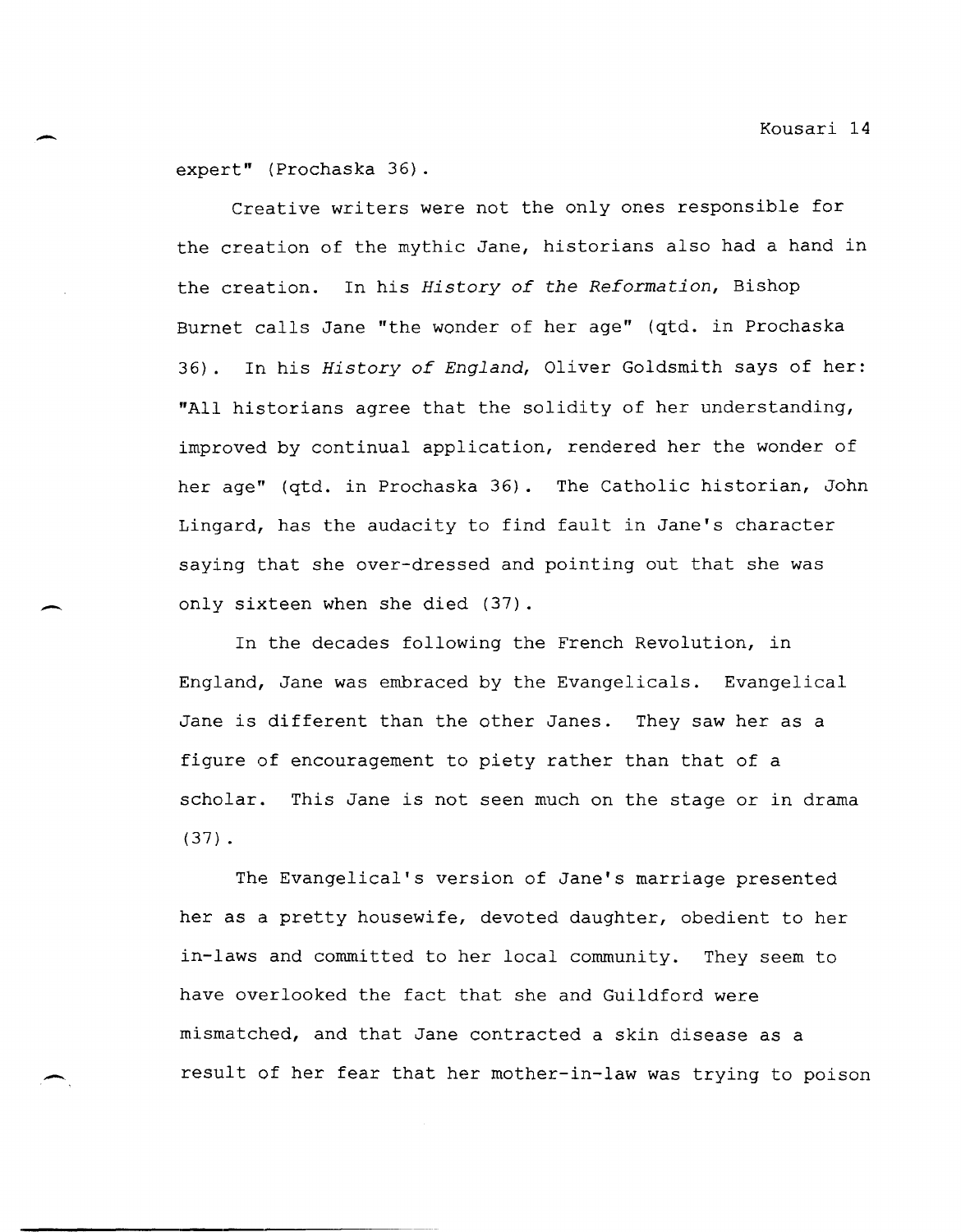expert" (Prochaska 36).

Creative writers were not the only ones responsible for the creation of the mythic Jane, historians also had a hand in the creation. In his *History of the Reformation*, Bishop Burnet calls Jane "the wonder of her age" (qtd. in Prochaska 36). In his *History of England*, Oliver Goldsmith says of her: "All historians agree that the solidity of her understanding, improved by continual application, rendered her the wonder of her age" (qtd. in Prochaska 36). The Catholic historian, John Lingard, has the audacity to find fault in Jane's character saying that she over-dressed and pointing out that she was only sixteen when she died (37).

In the decades following the French Revolution, in England, Jane was embraced by the Evangelicals. Evangelical Jane is different than the other Janes. They saw her as a figure of encouragement to piety rather than that of a scholar. This Jane is not seen much on the stage or in drama (37).

The Evangelical's version of Jane's marriage presented her as a pretty housewife, devoted daughter, obedient to her in-laws and committed to her local community. They seem to have overlooked the fact that she and Guildford were mismatched, and that Jane contracted a skin disease as a result of her fear that her mother-in-law was trying to poison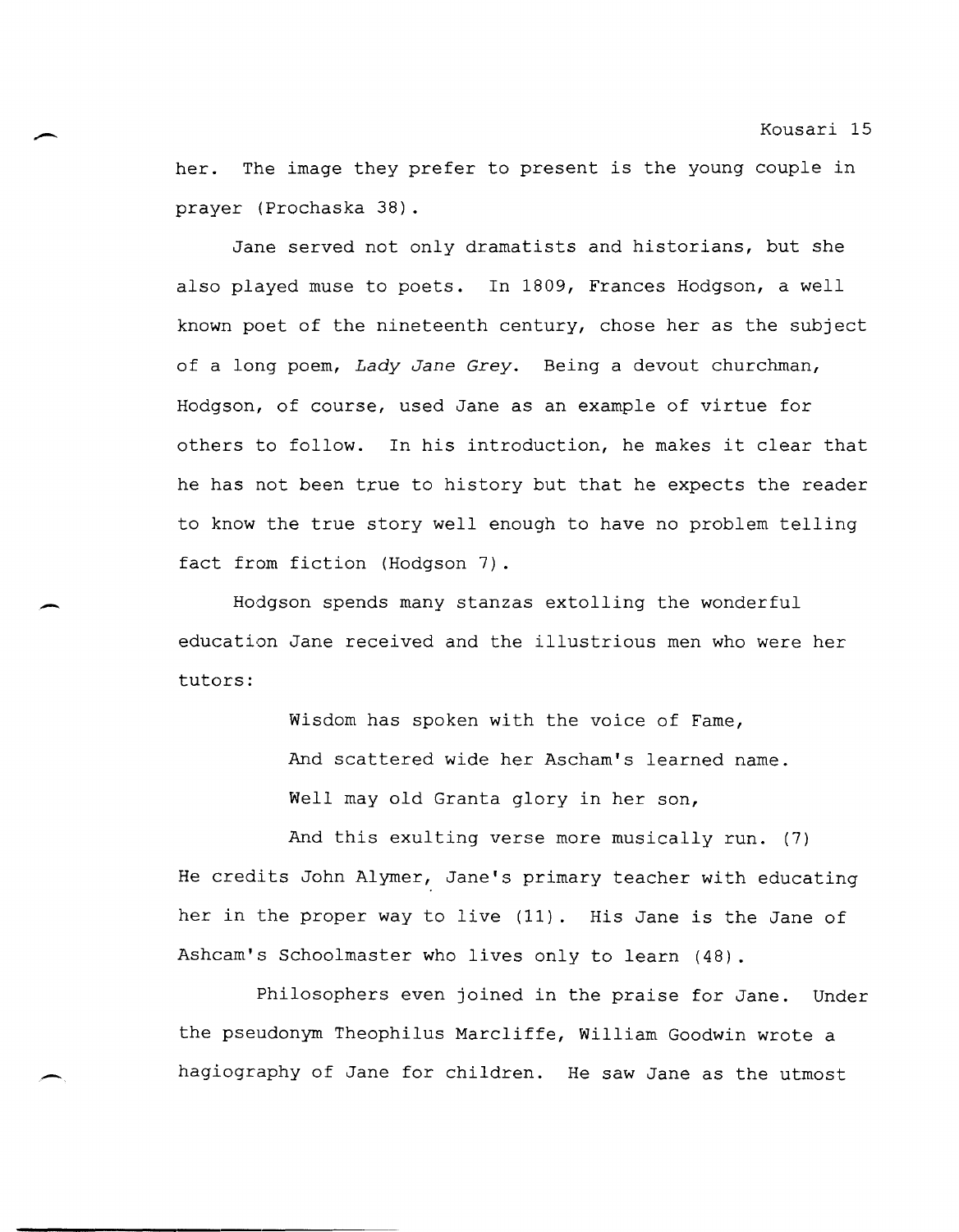her. The image they prefer to present is the young couple in prayer (Prochaska 38).

Jane served not only dramatists and historians, but she also played muse to poets. In 1809, Frances Hodgson, a well known poet of the nineteenth century, chose her as the subject of a long poem, *Lady Jane Grey*. Being a devout churchman, Hodgson, of course, used Jane as an example of virtue for others to follow. In his introduction, he makes it clear that he has not been true to history but that he expects the reader to know the true story well enough to have no problem telling fact from fiction (Hodgson 7).

Hodgson spends many stanzas extolling the wonderful education Jane received and the illustrious men who were her tutors:

> Wisdom has spoken with the voice of Fame,
> And scattered wide her Ascham's learned name.
> Well may old Granta glory in her son,
> And this exulting verse more musically run. (7)

He credits John Alymer, Jane's primary teacher with educating her in the proper way to live (11). His Jane is the Jane of Ashcam's Schoolmaster who lives only to learn (48).

Philosophers even joined in the praise for Jane. Under the pseudonym Theophilus Marcliffe, William Goodwin wrote a hagiography of Jane for children. He saw Jane as the utmost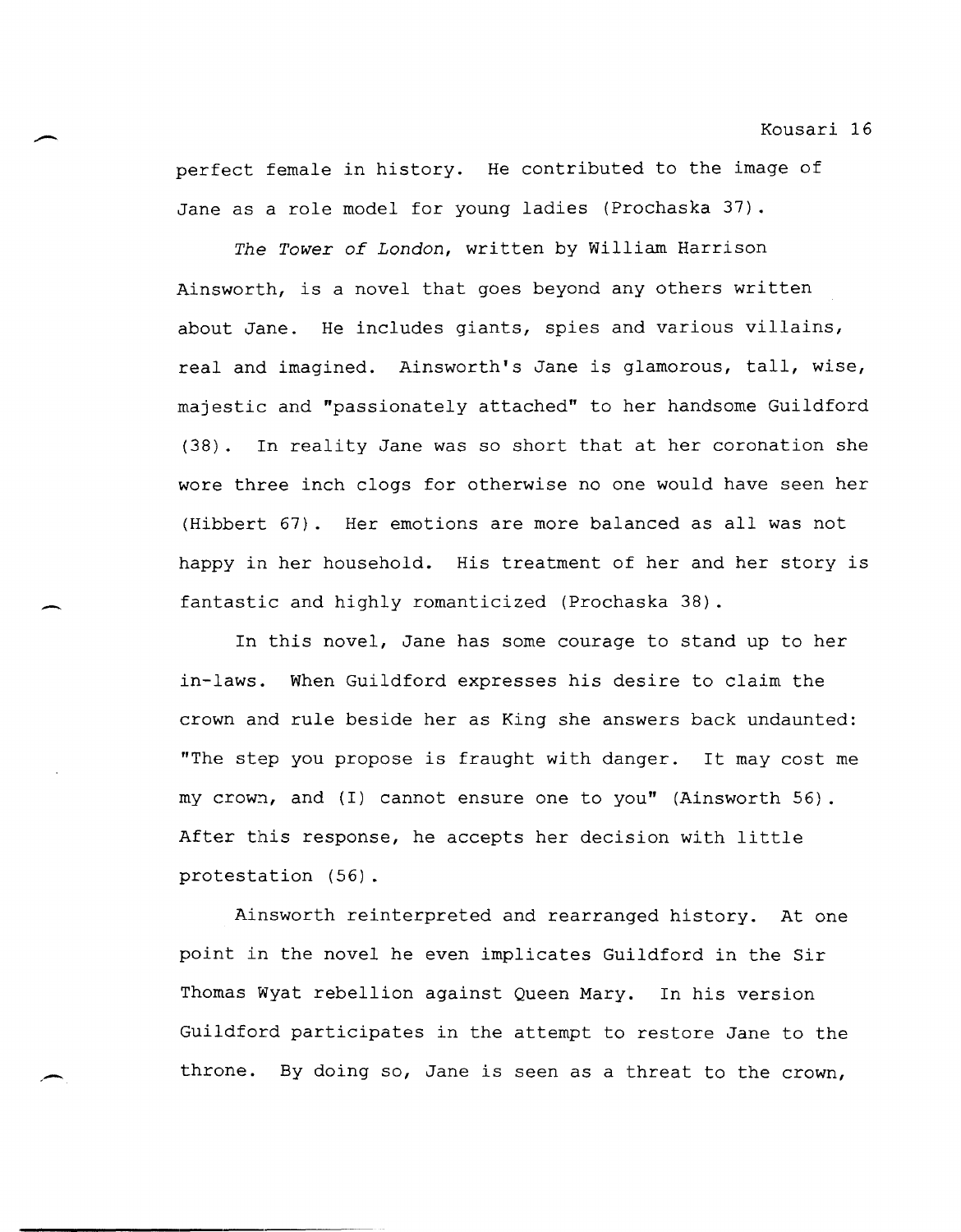perfect female in history. He contributed to the image of Jane as a role model for young ladies (Prochaska 37).

*The Tower of London*, written by William Harrison Ainsworth, is a novel that goes beyond any others written about Jane. He includes giants, spies and various villains, real and imagined. Ainsworth's Jane is glamorous, tall, wise, majestic and "passionately attached" to her handsome Guildford (38). In reality Jane was so short that at her coronation she wore three inch clogs for otherwise no one would have seen her (Hibbert 67). Her emotions are more balanced as all was not happy in her household. His treatment of her and her story is fantastic and highly romanticized (Prochaska 38).

In this novel, Jane has some courage to stand up to her in-laws. When Guildford expresses his desire to claim the crown and rule beside her as King she answers back undaunted: "The step you propose is fraught with danger. It may cost me my crown, and (I) cannot ensure one to you" (Ainsworth 56). After this response, he accepts her decision with little protestation (56).

Ainsworth reinterpreted and rearranged history. At one point in the novel he even implicates Guildford in the Sir Thomas Wyat rebellion against Queen Mary. In his version Guildford participates in the attempt to restore Jane to the throne. By doing so, Jane is seen as a threat to the crown,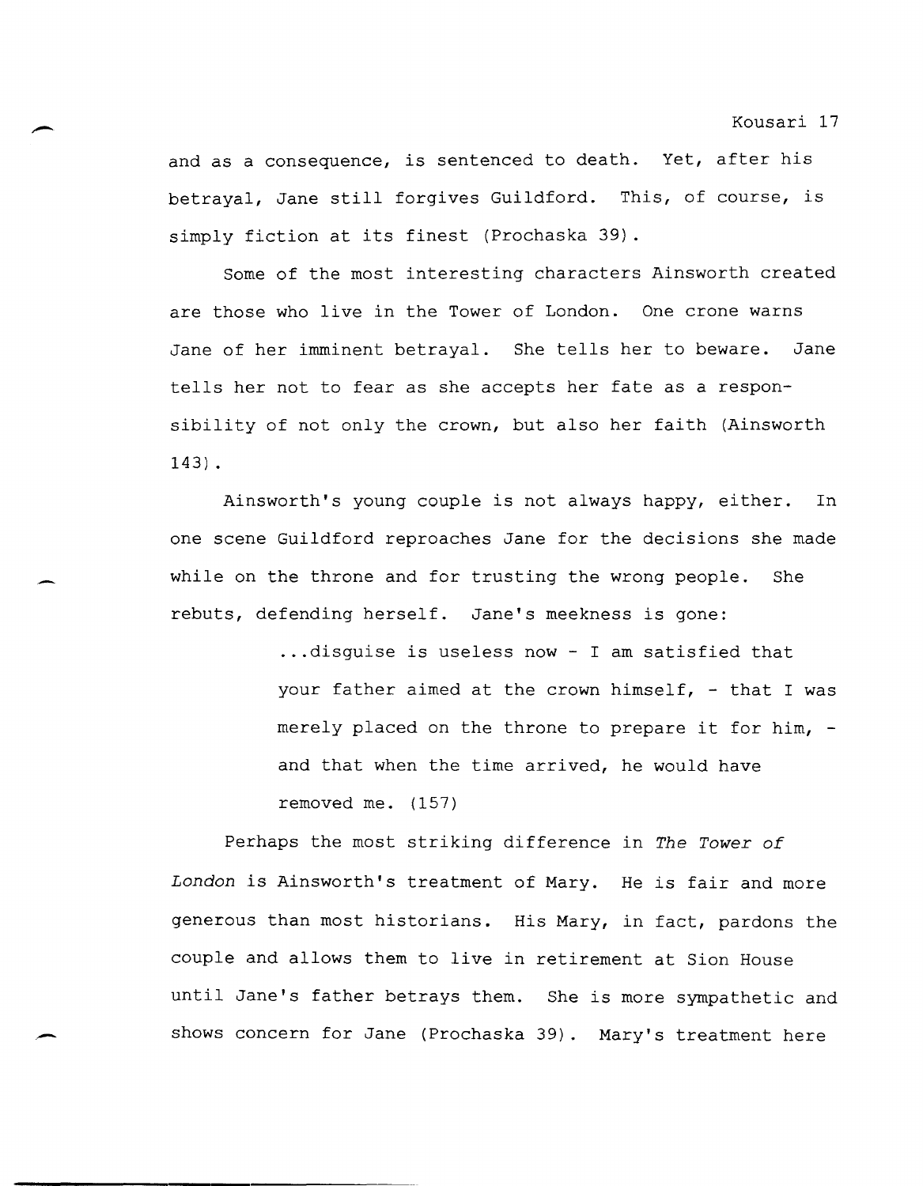and as a consequence, is sentenced to death. Yet, after his betrayal, Jane still forgives Guildford. This, of course, is simply fiction at its finest (Prochaska 39).

Some of the most interesting characters Ainsworth created are those who live in the Tower of London. One crone warns Jane of her imminent betrayal. She tells her to beware. Jane tells her not to fear as she accepts her fate as a responsibility of not only the crown, but also her faith (Ainsworth 143).

Ainsworth's young couple is not always happy, either. In one scene Guildford reproaches Jane for the decisions she made while on the throne and for trusting the wrong people. She rebuts, defending herself. Jane's meekness is gone:

> ...disguise is useless now - I am satisfied that your father aimed at the crown himself, - that I was merely placed on the throne to prepare it for him, - and that when the time arrived, he would have removed me. (157)

Perhaps the most striking difference in *The Tower of London* is Ainsworth's treatment of Mary. He is fair and more generous than most historians. His Mary, in fact, pardons the couple and allows them to live in retirement at Sion House until Jane's father betrays them. She is more sympathetic and shows concern for Jane (Prochaska 39). Mary's treatment here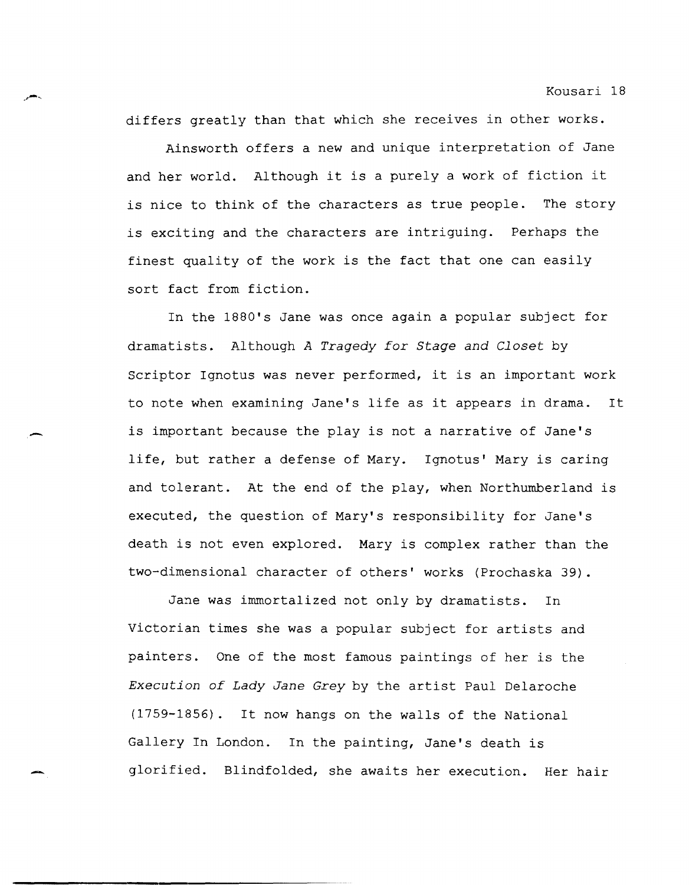differs greatly than that which she receives in other works.

Ainsworth offers a new and unique interpretation of Jane and her world. Although it is a purely a work of fiction it is nice to think of the characters as true people. The story is exciting and the characters are intriguing. Perhaps the finest quality of the work is the fact that one can easily sort fact from fiction.

In the 1880's Jane was once again a popular subject for dramatists. Although *A Tragedy for Stage and Closet* by Scriptor Ignotus was never performed, it is an important work to note when examining Jane's life as it appears in drama. It is important because the play is not a narrative of Jane's life, but rather a defense of Mary. Ignotus' Mary is caring and tolerant. At the end of the play, when Northumberland is executed, the question of Mary's responsibility for Jane's death is not even explored. Mary is complex rather than the two-dimensional character of others' works (Prochaska 39).

Jane was immortalized not only by dramatists. In Victorian times she was a popular subject for artists and painters. One of the most famous paintings of her is the *Execution of Lady Jane Grey* by the artist Paul Delaroche (1759-1856). It now hangs on the walls of the National Gallery In London. In the painting, Jane's death is glorified. Blindfolded, she awaits her execution. Her hair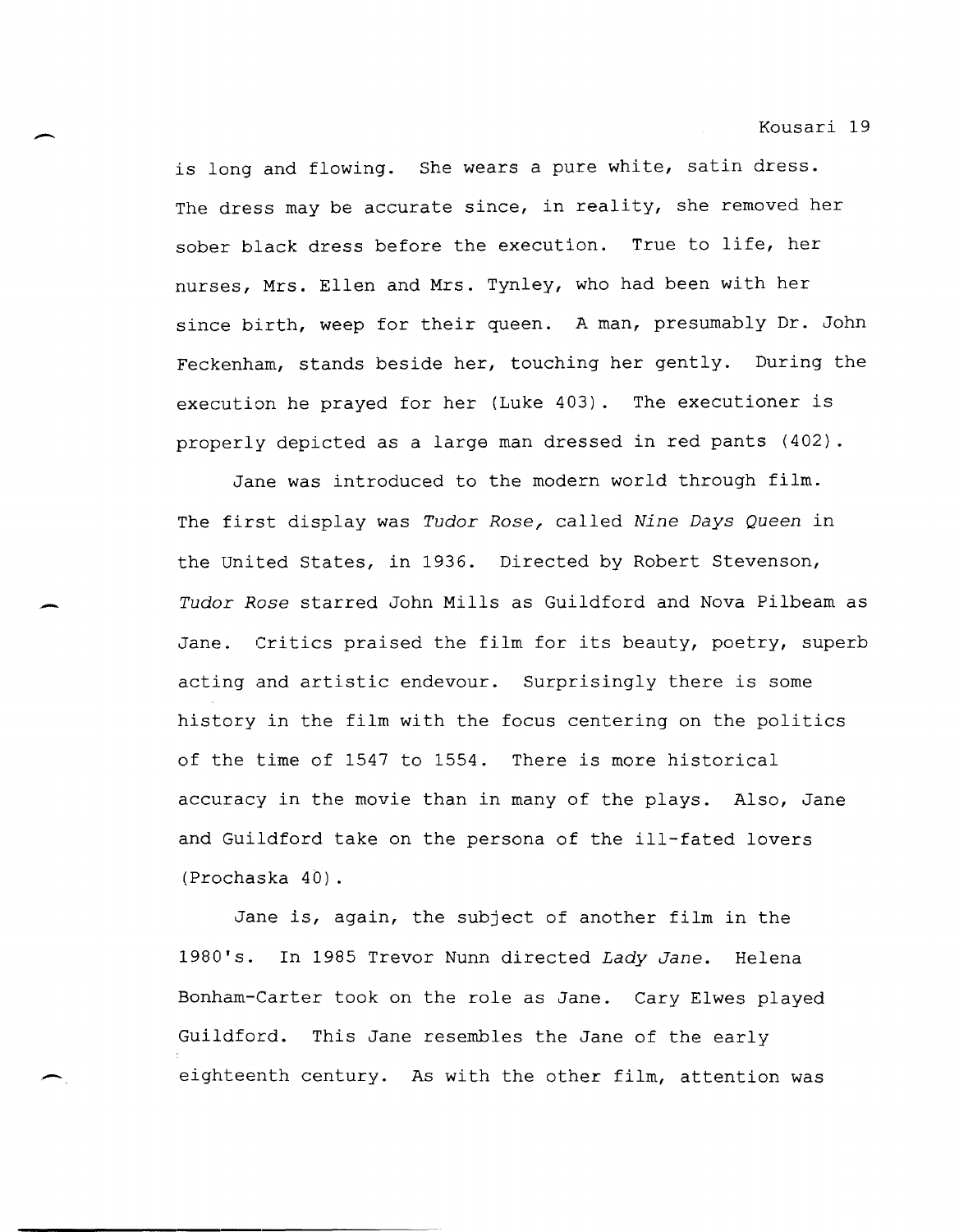is long and flowing. She wears a pure white, satin dress. The dress may be accurate since, in reality, she removed her sober black dress before the execution. True to life, her nurses, Mrs. Ellen and Mrs. Tynley, who had been with her since birth, weep for their queen. A man, presumably Dr. John Feckenham, stands beside her, touching her gently. During the execution he prayed for her (Luke 403). The executioner is properly depicted as a large man dressed in red pants (402).

Jane was introduced to the modern world through film. The first display was *Tudor Rose,* called *Nine Days Queen* in the United States, in 1936. Directed by Robert Stevenson, *Tudor Rose* starred John Mills as Guildford and Nova Pilbeam as Jane. Critics praised the film for its beauty, poetry, superb acting and artistic endevour. Surprisingly there is some history in the film with the focus centering on the politics of the time of 1547 to 1554. There is more historical accuracy in the movie than in many of the plays. Also, Jane and Guildford take on the persona of the ill-fated lovers (Prochaska 40).

Jane is, again, the subject of another film in the 1980's. In 1985 Trevor Nunn directed *Lady Jane*. Helena Bonham-Carter took on the role as Jane. Cary Elwes played Guildford. This Jane resembles the Jane of the early eighteenth century. As with the other film, attention was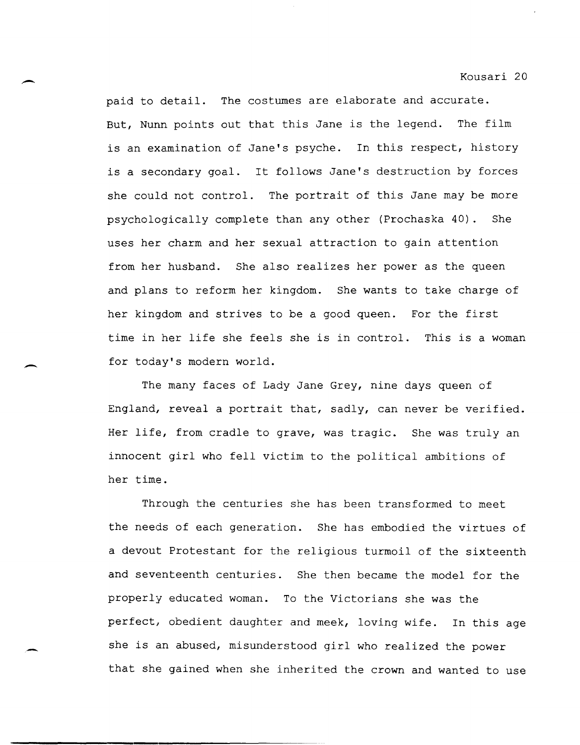paid to detail. The costumes are elaborate and accurate. But, Nunn points out that this Jane is the legend. The film is an examination of Jane's psyche. In this respect, history is a secondary goal. It follows Jane's destruction by forces she could not control. The portrait of this Jane may be more psychologically complete than any other (Prochaska 40). She uses her charm and her sexual attraction to gain attention from her husband. She also realizes her power as the queen and plans to reform her kingdom. She wants to take charge of her kingdom and strives to be a good queen. For the first time in her life she feels she is in control. This is a woman for today's modern world.

The many faces of Lady Jane Grey, nine days queen of England, reveal a portrait that, sadly, can never be verified. Her life, from cradle to grave, was tragic. She was truly an innocent girl who fell victim to the political ambitions of her time.

Through the centuries she has been transformed to meet the needs of each generation. She has embodied the virtues of a devout Protestant for the religious turmoil of the sixteenth and seventeenth centuries. She then became the model for the properly educated woman. To the Victorians she was the perfect, obedient daughter and meek, loving wife. In this age she is an abused, misunderstood girl who realized the power that she gained when she inherited the crown and wanted to use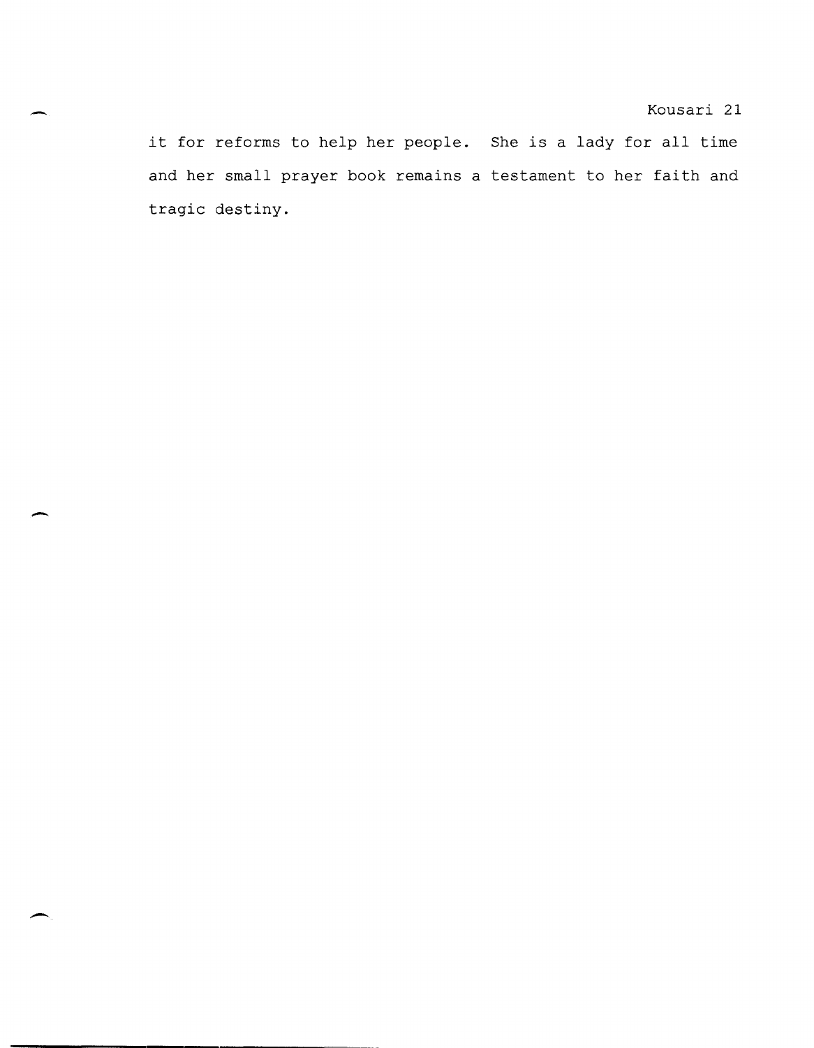it for reforms to help her people. She is a lady for all time and her small prayer book remains a testament to her faith and tragic destiny.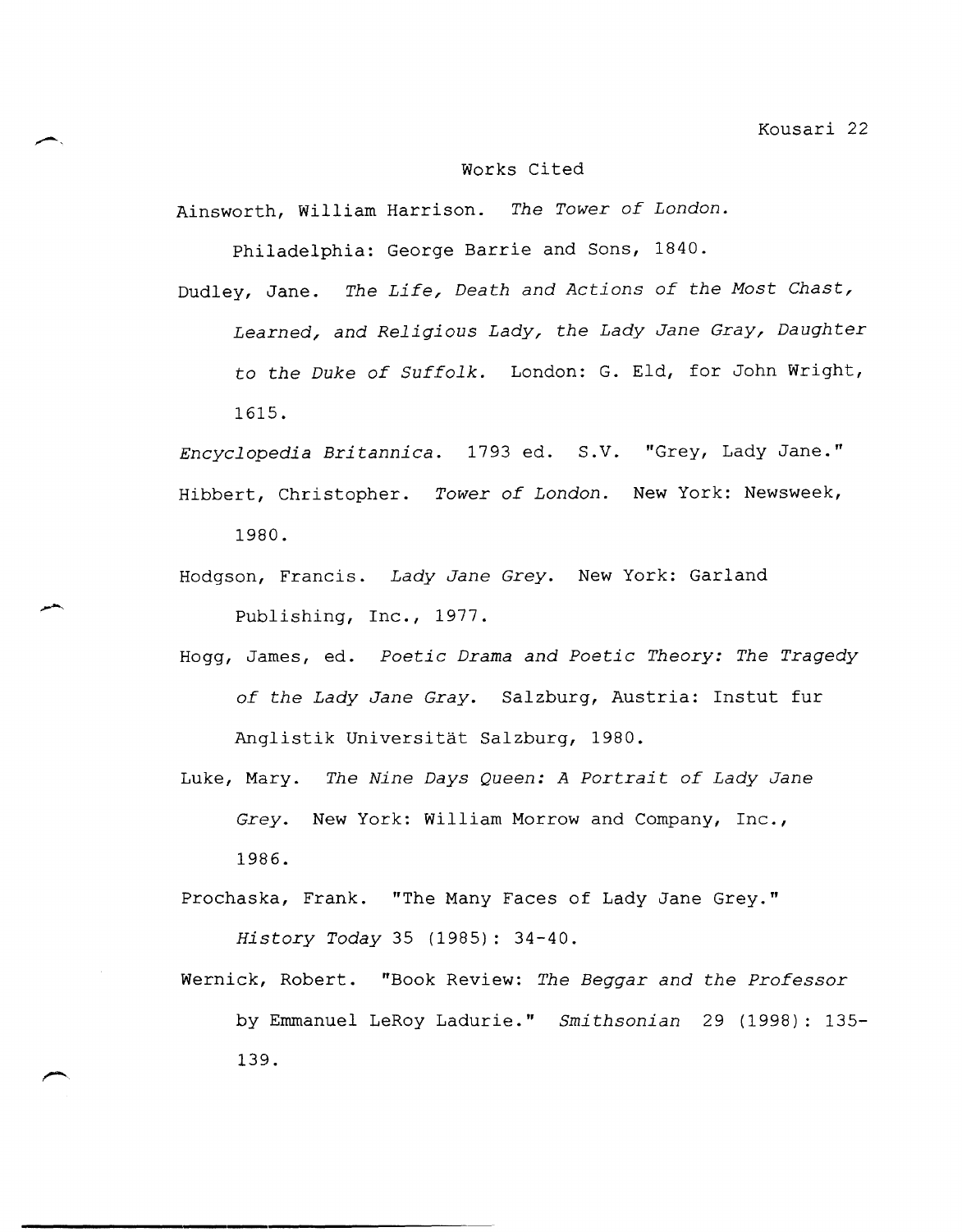# Works Cited

Ainsworth, William Harrison. *The Tower of London.* Philadelphia: George Barrie and Sons, 1840.

Dudley, Jane. *The Life, Death and Actions of the Most Chast, Learned, and Religious Lady, the Lady Jane Gray, Daughter to the Duke of Suffolk.* London: G. Eld, for John Wright, 1615.

*Encyclopedia Britannica.* 1793 ed. S.V. "Grey, Lady Jane."

Hibbert, Christopher. *Tower of London.* New York: Newsweek, 1980.

Hodgson, Francis. *Lady Jane Grey.* New York: Garland Publishing, Inc., 1977.

Hogg, James, ed. *Poetic Drama and Poetic Theory: The Tragedy of the Lady Jane Gray.* Salzburg, Austria: Instut fur Anglistik Universität Salzburg, 1980.

Luke, Mary. *The Nine Days Queen: A Portrait of Lady Jane Grey.* New York: William Morrow and Company, Inc., 1986.

Prochaska, Frank. "The Many Faces of Lady Jane Grey." *History Today* 35 (1985): 34-40.

Wernick, Robert. "Book Review: *The Beggar and the Professor* by Emmanuel LeRoy Ladurie." *Smithsonian* 29 (1998): 135-139.